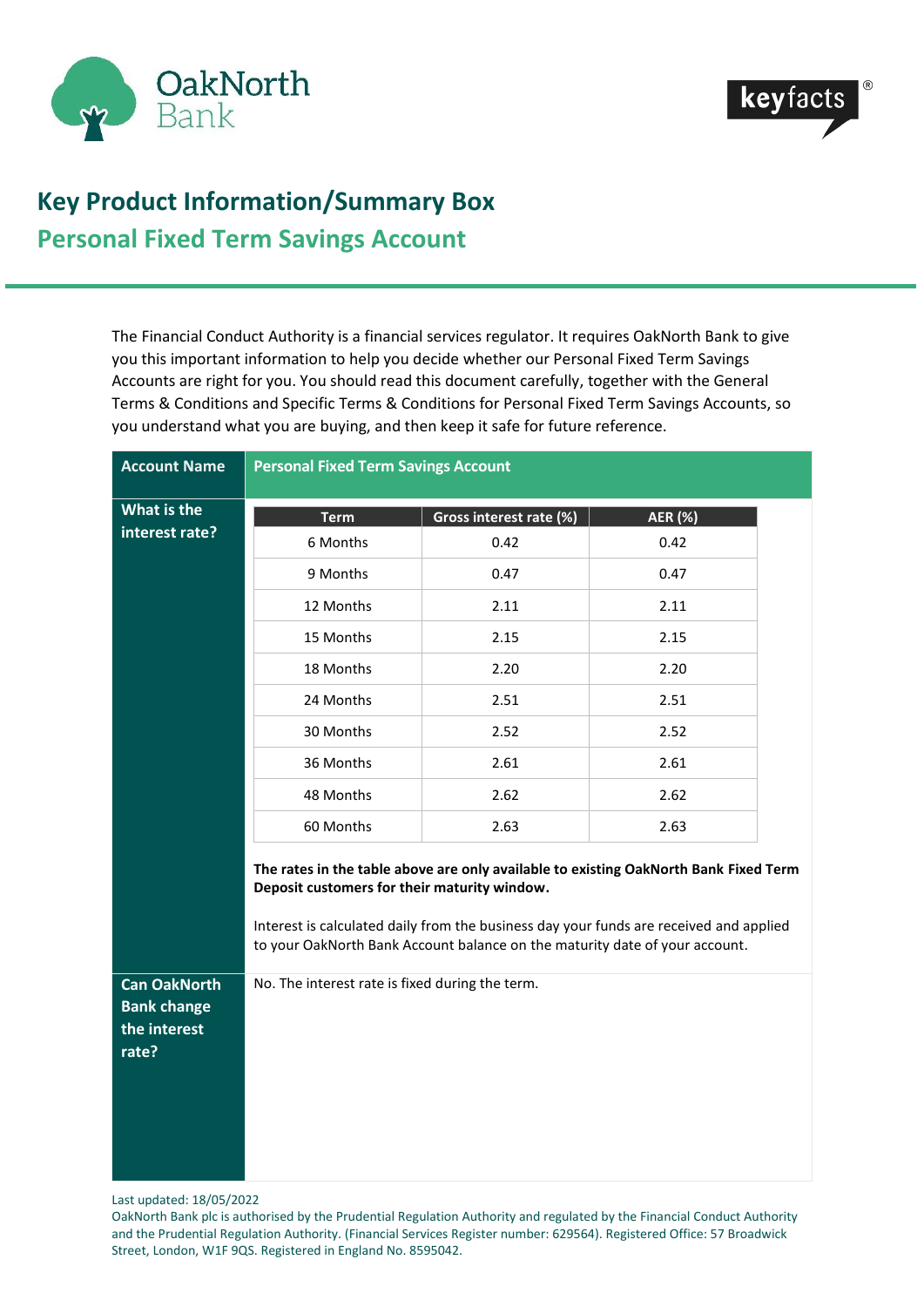# Key Product Information/Summary Box

## Personal Fixed Term Savings Account

The Financial Conduct Authority is a financial services regulator. It requires OakNorth Bank to give you this important information to help you decide whether our Personal Fixed Term Savings Accounts are right for you. You should read this document carefully, together with the General Terms & Conditions and Specific Terms & Conditions for Personal Fixed Term Savings Accounts, so you understand what you are buying, and then keep it safe for future reference.

**Account Name:** Personal Fixed Term Savings Account

**What is the interest rate?**

| Term | Gross interest rate (%) | AER (%) |
|---|---|---|
| 6 Months | 0.42 | 0.42 |
| 9 Months | 0.47 | 0.47 |
| 12 Months | 2.11 | 2.11 |
| 15 Months | 2.15 | 2.15 |
| 18 Months | 2.20 | 2.20 |
| 24 Months | 2.51 | 2.51 |
| 30 Months | 2.52 | 2.52 |
| 36 Months | 2.61 | 2.61 |
| 48 Months | 2.62 | 2.62 |
| 60 Months | 2.63 | 2.63 |

**The rates in the table above are only available to existing OakNorth Bank Fixed Term Deposit customers for their maturity window.**

Interest is calculated daily from the business day your funds are received and applied to your OakNorth Bank Account balance on the maturity date of your account.

**Can OakNorth Bank change the interest rate?**

No. The interest rate is fixed during the term.

Last updated: 18/05/2022

OakNorth Bank plc is authorised by the Prudential Regulation Authority and regulated by the Financial Conduct Authority and the Prudential Regulation Authority. (Financial Services Register number: 629564). Registered Office: 57 Broadwick Street, London, W1F 9QS. Registered in England No. 8595042.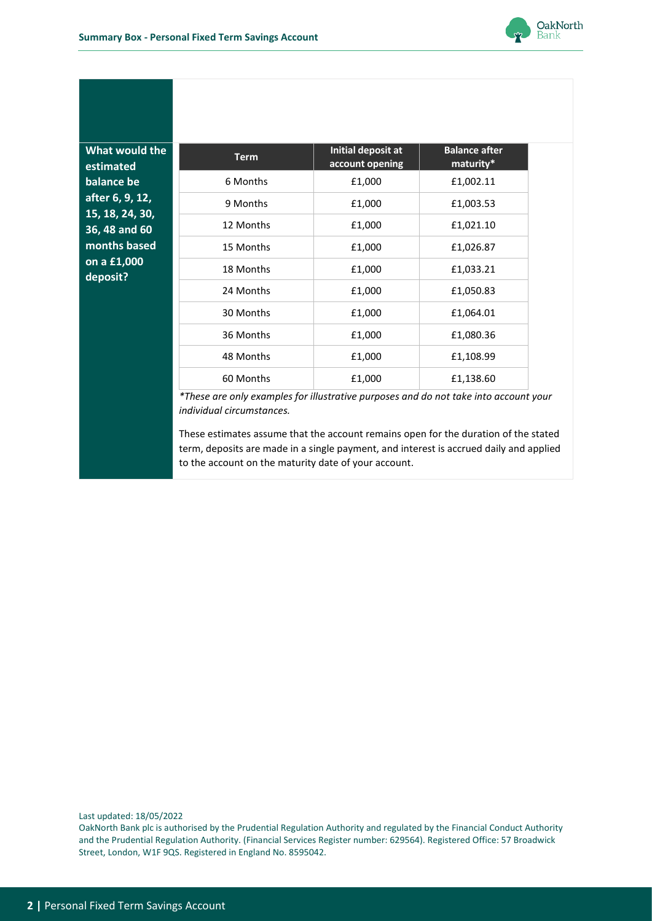**What would the estimated balance be after 6, 9, 12, 15, 18, 24, 30, 36, 48 and 60 months based on a £1,000 deposit?**

| Term | Initial deposit at account opening | Balance after maturity* |
|---|---|---|
| 6 Months | £1,000 | £1,002.11 |
| 9 Months | £1,000 | £1,003.53 |
| 12 Months | £1,000 | £1,021.10 |
| 15 Months | £1,000 | £1,026.87 |
| 18 Months | £1,000 | £1,033.21 |
| 24 Months | £1,000 | £1,050.83 |
| 30 Months | £1,000 | £1,064.01 |
| 36 Months | £1,000 | £1,080.36 |
| 48 Months | £1,000 | £1,108.99 |
| 60 Months | £1,000 | £1,138.60 |

**These are only examples for illustrative purposes and do not take into account your individual circumstances.*

These estimates assume that the account remains open for the duration of the stated term, deposits are made in a single payment, and interest is accrued daily and applied to the account on the maturity date of your account.

Last updated: 18/05/2022

OakNorth Bank plc is authorised by the Prudential Regulation Authority and regulated by the Financial Conduct Authority and the Prudential Regulation Authority. (Financial Services Register number: 629564). Registered Office: 57 Broadwick Street, London, W1F 9QS. Registered in England No. 8595042.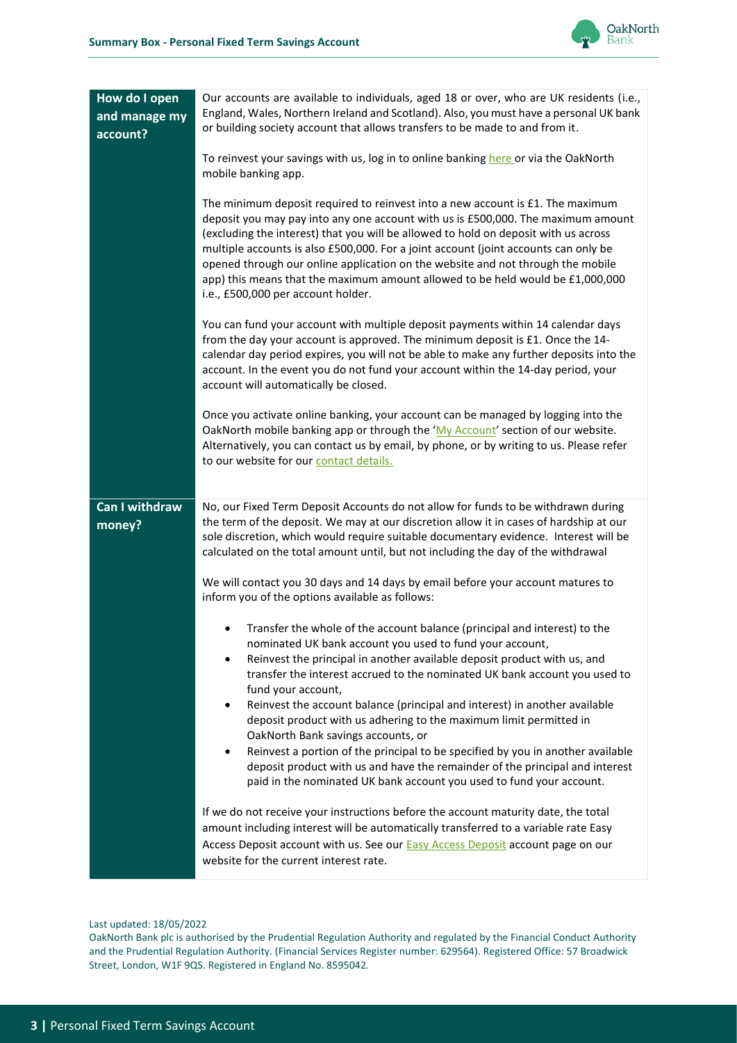| | |
|---|---|
| **How do I open and manage my account?** | Our accounts are available to individuals, aged 18 or over, who are UK residents (i.e., England, Wales, Northern Ireland and Scotland). Also, you must have a personal UK bank or building society account that allows transfers to be made to and from it.<br><br>To reinvest your savings with us, log in to online banking here or via the OakNorth mobile banking app.<br><br>The minimum deposit required to reinvest into a new account is £1. The maximum deposit you may pay into any one account with us is £500,000. The maximum amount (excluding the interest) that you will be allowed to hold on deposit with us across multiple accounts is also £500,000. For a joint account (joint accounts can only be opened through our online application on the website and not through the mobile app) this means that the maximum amount allowed to be held would be £1,000,000 i.e., £500,000 per account holder.<br><br>You can fund your account with multiple deposit payments within 14 calendar days from the day your account is approved. The minimum deposit is £1. Once the 14-calendar day period expires, you will not be able to make any further deposits into the account. In the event you do not fund your account within the 14-day period, your account will automatically be closed.<br><br>Once you activate online banking, your account can be managed by logging into the OakNorth mobile banking app or through the 'My Account' section of our website. Alternatively, you can contact us by email, by phone, or by writing to us. Please refer to our website for our contact details. |
| **Can I withdraw money?** | No, our Fixed Term Deposit Accounts do not allow for funds to be withdrawn during the term of the deposit. We may at our discretion allow it in cases of hardship at our sole discretion, which would require suitable documentary evidence. Interest will be calculated on the total amount until, but not including the day of the withdrawal<br><br>We will contact you 30 days and 14 days by email before your account matures to inform you of the options available as follows:<br><br>• Transfer the whole of the account balance (principal and interest) to the nominated UK bank account you used to fund your account,<br>• Reinvest the principal in another available deposit product with us, and transfer the interest accrued to the nominated UK bank account you used to fund your account,<br>• Reinvest the account balance (principal and interest) in another available deposit product with us adhering to the maximum limit permitted in OakNorth Bank savings accounts, or<br>• Reinvest a portion of the principal to be specified by you in another available deposit product with us and have the remainder of the principal and interest paid in the nominated UK bank account you used to fund your account.<br><br>If we do not receive your instructions before the account maturity date, the total amount including interest will be automatically transferred to a variable rate Easy Access Deposit account with us. See our Easy Access Deposit account page on our website for the current interest rate. |

Last updated: 18/05/2022

OakNorth Bank plc is authorised by the Prudential Regulation Authority and regulated by the Financial Conduct Authority and the Prudential Regulation Authority. (Financial Services Register number: 629564). Registered Office: 57 Broadwick Street, London, W1F 9QS. Registered in England No. 8595042.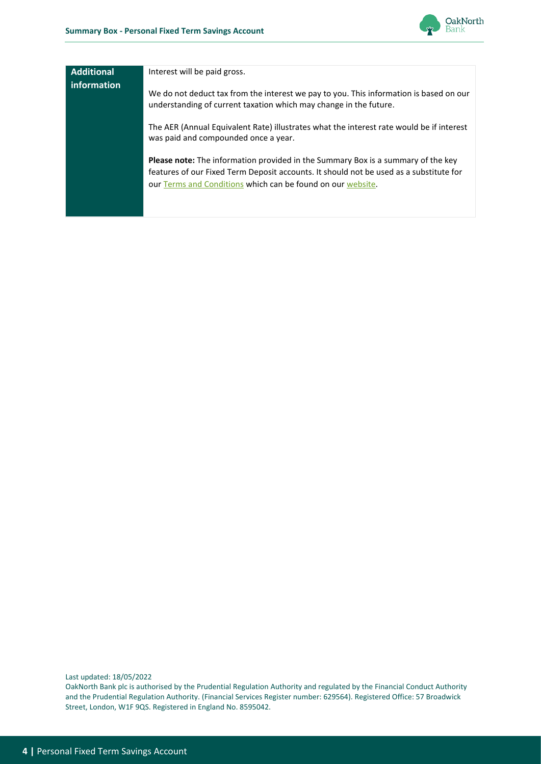| | |
|---|---|
| **Additional information** | Interest will be paid gross.<br><br>We do not deduct tax from the interest we pay to you. This information is based on our understanding of current taxation which may change in the future.<br><br>The AER (Annual Equivalent Rate) illustrates what the interest rate would be if interest was paid and compounded once a year.<br><br>**Please note:** The information provided in the Summary Box is a summary of the key features of our Fixed Term Deposit accounts. It should not be used as a substitute for our Terms and Conditions which can be found on our website. |

Last updated: 18/05/2022

OakNorth Bank plc is authorised by the Prudential Regulation Authority and regulated by the Financial Conduct Authority and the Prudential Regulation Authority. (Financial Services Register number: 629564). Registered Office: 57 Broadwick Street, London, W1F 9QS. Registered in England No. 8595042.